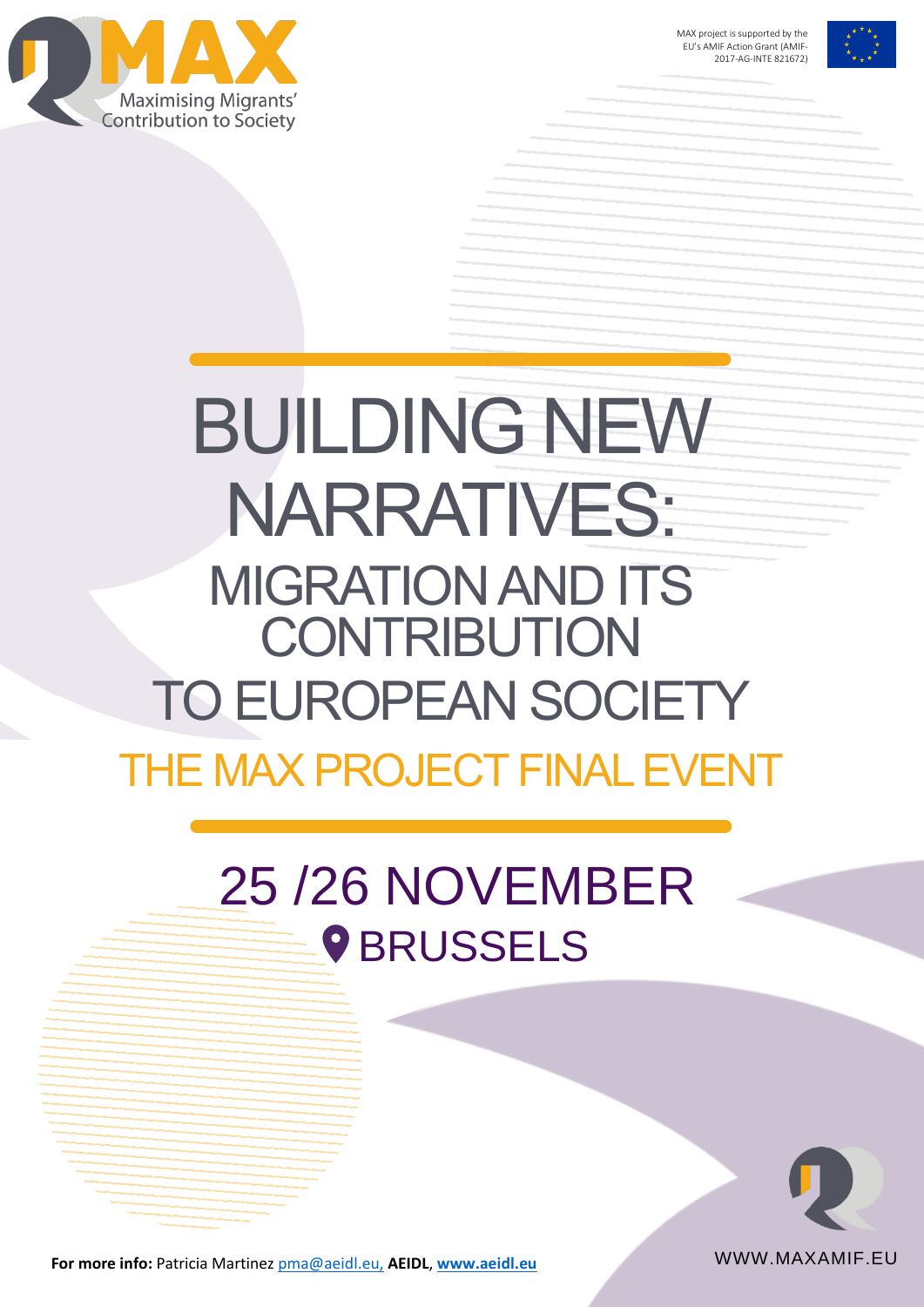MAX

Maximising Migrants' Contribution to Society

MAX project is supported by the EU's AMIF Action Grant (AMIF-2017-AG-INTE 821672)

# BUILDING NEW NARRATIVES:

## MIGRATION AND ITS CONTRIBUTION TO EUROPEAN SOCIETY

## THE MAX PROJECT FINAL EVENT

## 25 /26 NOVEMBER

## BRUSSELS

**For more info:** Patricia Martinez pma@aeidl.eu, **AEIDL**, **www.aeidl.eu**

WWW.MAXAMIF.EU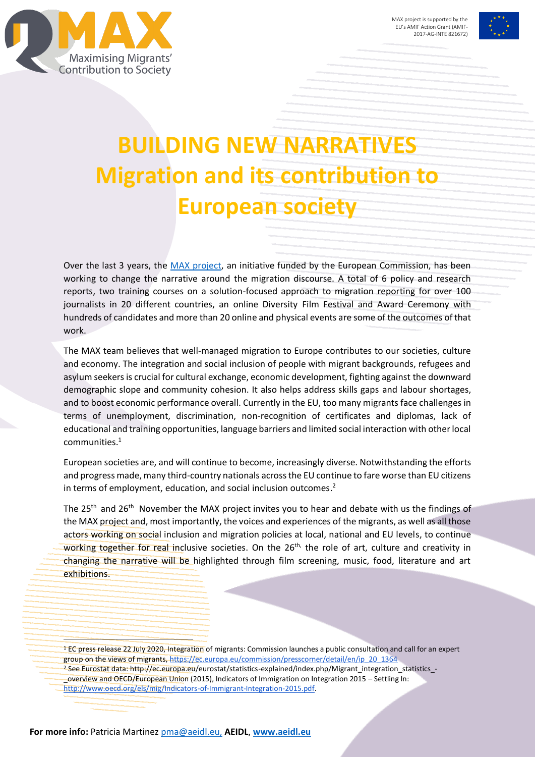# BUILDING NEW NARRATIVES Migration and its contribution to European society

Over the last 3 years, the [MAX project](), an initiative funded by the European Commission, has been working to change the narrative around the migration discourse. A total of 6 policy and research reports, two training courses on a solution-focused approach to migration reporting for over 100 journalists in 20 different countries, an online Diversity Film Festival and Award Ceremony with hundreds of candidates and more than 20 online and physical events are some of the outcomes of that work.

The MAX team believes that well-managed migration to Europe contributes to our societies, culture and economy. The integration and social inclusion of people with migrant backgrounds, refugees and asylum seekers is crucial for cultural exchange, economic development, fighting against the downward demographic slope and community cohesion. It also helps address skills gaps and labour shortages, and to boost economic performance overall. Currently in the EU, too many migrants face challenges in terms of unemployment, discrimination, non-recognition of certificates and diplomas, lack of educational and training opportunities, language barriers and limited social interaction with other local communities.[1]

European societies are, and will continue to become, increasingly diverse. Notwithstanding the efforts and progress made, many third-country nationals across the EU continue to fare worse than EU citizens in terms of employment, education, and social inclusion outcomes.[2]

The 25th and 26th November the MAX project invites you to hear and debate with us the findings of the MAX project and, most importantly, the voices and experiences of the migrants, as well as all those actors working on social inclusion and migration policies at local, national and EU levels, to continue working together for real inclusive societies. On the 26th, the role of art, culture and creativity in changing the narrative will be highlighted through film screening, music, food, literature and art exhibitions.

[1] EC press release 22 July 2020, Integration of migrants: Commission launches a public consultation and call for an expert group on the views of migrants, https://ec.europa.eu/commission/presscorner/detail/en/ip_20_1364

[2] See Eurostat data: http://ec.europa.eu/eurostat/statistics-explained/index.php/Migrant_integration_statistics_-_overview and OECD/European Union (2015), Indicators of Immigration on Integration 2015 – Settling In: http://www.oecd.org/els/mig/Indicators-of-Immigrant-Integration-2015.pdf.

**For more info:** Patricia Martinez pma@aeidl.eu, **AEIDL**, **www.aeidl.eu**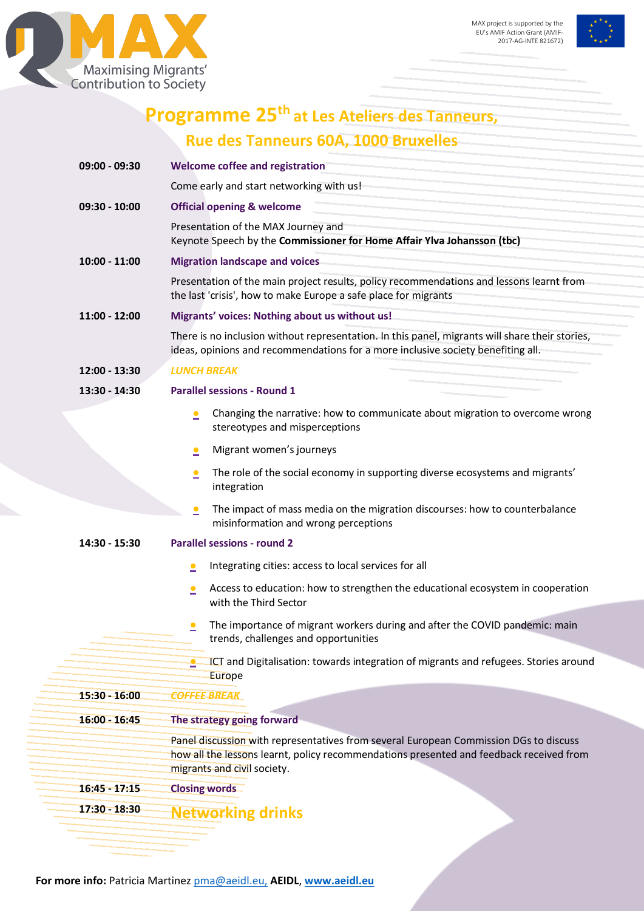MAX — Maximising Migrants' Contribution to Society

MAX project is supported by the EU's AMIF Action Grant (AMIF-2017-AG-INTE 821672)

# Programme 25th at Les Ateliers des Tanneurs, Rue des Tanneurs 60A, 1000 Bruxelles

**09:00 - 09:30** **Welcome coffee and registration**

Come early and start networking with us!

**09:30 - 10:00** **Official opening & welcome**

Presentation of the MAX Journey and
Keynote Speech by the **Commissioner for Home Affair Ylva Johansson (tbc)**

**10:00 - 11:00** **Migration landscape and voices**

Presentation of the main project results, policy recommendations and lessons learnt from the last 'crisis', how to make Europe a safe place for migrants

**11:00 - 12:00** **Migrants' voices: Nothing about us without us!**

There is no inclusion without representation. In this panel, migrants will share their stories, ideas, opinions and recommendations for a more inclusive society benefiting all.

**12:00 - 13:30** ***LUNCH BREAK***

**13:30 - 14:30** **Parallel sessions - Round 1**

- Changing the narrative: how to communicate about migration to overcome wrong stereotypes and misperceptions
- Migrant women's journeys
- The role of the social economy in supporting diverse ecosystems and migrants' integration
- The impact of mass media on the migration discourses: how to counterbalance misinformation and wrong perceptions

**14:30 - 15:30** **Parallel sessions - round 2**

- Integrating cities: access to local services for all
- Access to education: how to strengthen the educational ecosystem in cooperation with the Third Sector
- The importance of migrant workers during and after the COVID pandemic: main trends, challenges and opportunities
- ICT and Digitalisation: towards integration of migrants and refugees. Stories around Europe

**15:30 - 16:00** ***COFFEE BREAK***

**16:00 - 16:45** **The strategy going forward**

Panel discussion with representatives from several European Commission DGs to discuss how all the lessons learnt, policy recommendations presented and feedback received from migrants and civil society.

**16:45 - 17:15** **Closing words**

**17:30 - 18:30** **Networking drinks**

**For more info:** Patricia Martinez pma@aeidl.eu, **AEIDL**, **www.aeidl.eu**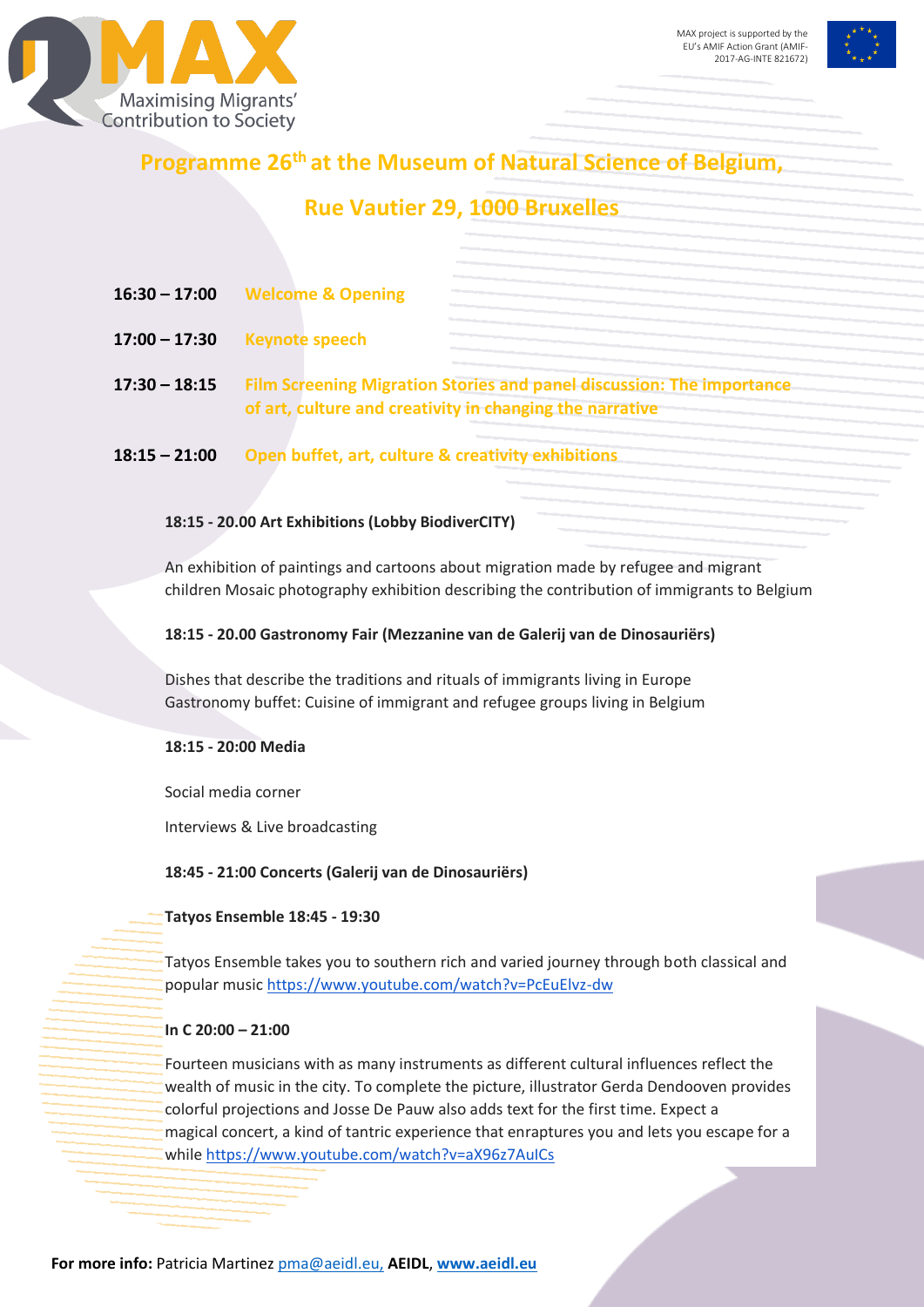Maximising Migrants' Contribution to Society

MAX project is supported by the EU's AMIF Action Grant (AMIF-2017-AG-INTE 821672)

## Programme 26th at the Museum of Natural Science of Belgium,

## Rue Vautier 29, 1000 Bruxelles

**16:30 – 17:00** Welcome & Opening

**17:00 – 17:30** Keynote speech

**17:30 – 18:15** Film Screening Migration Stories and panel discussion: The importance of art, culture and creativity in changing the narrative

**18:15 – 21:00** Open buffet, art, culture & creativity exhibitions

**18:15 - 20.00 Art Exhibitions (Lobby BiodiverCITY)**

An exhibition of paintings and cartoons about migration made by refugee and migrant children Mosaic photography exhibition describing the contribution of immigrants to Belgium

**18:15 - 20.00 Gastronomy Fair (Mezzanine van de Galerij van de Dinosauriërs)**

Dishes that describe the traditions and rituals of immigrants living in Europe
Gastronomy buffet: Cuisine of immigrant and refugee groups living in Belgium

**18:15 - 20:00 Media**

Social media corner

Interviews & Live broadcasting

**18:45 - 21:00 Concerts (Galerij van de Dinosauriërs)**

**Tatyos Ensemble 18:45 - 19:30**

Tatyos Ensemble takes you to southern rich and varied journey through both classical and popular music https://www.youtube.com/watch?v=PcEuElvz-dw

**In C 20:00 – 21:00**

Fourteen musicians with as many instruments as different cultural influences reflect the wealth of music in the city. To complete the picture, illustrator Gerda Dendooven provides colorful projections and Josse De Pauw also adds text for the first time. Expect a magical concert, a kind of tantric experience that enraptures you and lets you escape for a while https://www.youtube.com/watch?v=aX96z7AuICs

**For more info:** Patricia Martinez pma@aeidl.eu, **AEIDL**, **www.aeidl.eu**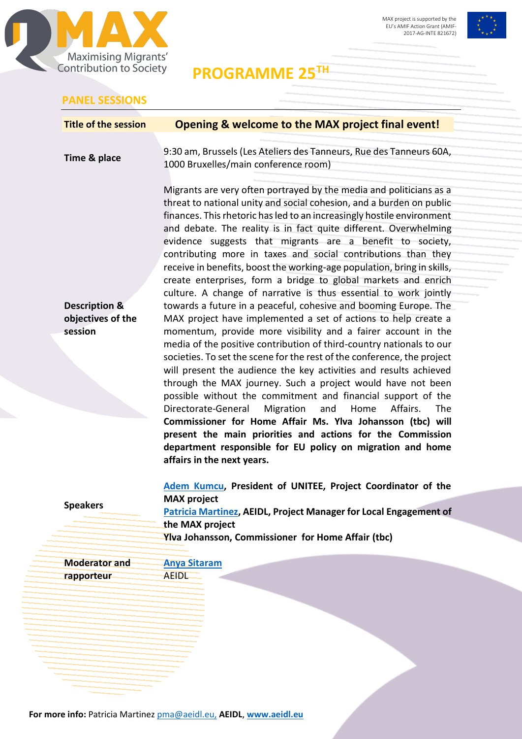# PROGRAMME 25TH

## PANEL SESSIONS

| | |
|---|---|
| **Title of the session** | **Opening & welcome to the MAX project final event!** |
| **Time & place** | 9:30 am, Brussels (Les Ateliers des Tanneurs, Rue des Tanneurs 60A, 1000 Bruxelles/main conference room) |
| **Description & objectives of the session** | Migrants are very often portrayed by the media and politicians as a threat to national unity and social cohesion, and a burden on public finances. This rhetoric has led to an increasingly hostile environment and debate. The reality is in fact quite different. Overwhelming evidence suggests that migrants are a benefit to society, contributing more in taxes and social contributions than they receive in benefits, boost the working-age population, bring in skills, create enterprises, form a bridge to global markets and enrich culture. A change of narrative is thus essential to work jointly towards a future in a peaceful, cohesive and booming Europe. The MAX project have implemented a set of actions to help create a momentum, provide more visibility and a fairer account in the media of the positive contribution of third-country nationals to our societies. To set the scene for the rest of the conference, the project will present the audience the key activities and results achieved through the MAX journey. Such a project would have not been possible without the commitment and financial support of the Directorate-General Migration and Home Affairs. The **Commissioner for Home Affair Ms. Ylva Johansson (tbc) will present the main priorities and actions for the Commission department responsible for EU policy on migration and home affairs in the next years.** |
| **Speakers** | **Adem Kumcu, President of UNITEE, Project Coordinator of the MAX project**<br>**Patricia Martinez, AEIDL, Project Manager for Local Engagement of the MAX project**<br>**Ylva Johansson, Commissioner for Home Affair (tbc)** |
| **Moderator and rapporteur** | **Anya Sitaram**<br>AEIDL |

**For more info:** Patricia Martinez pma@aeidl.eu, **AEIDL**, **www.aeidl.eu**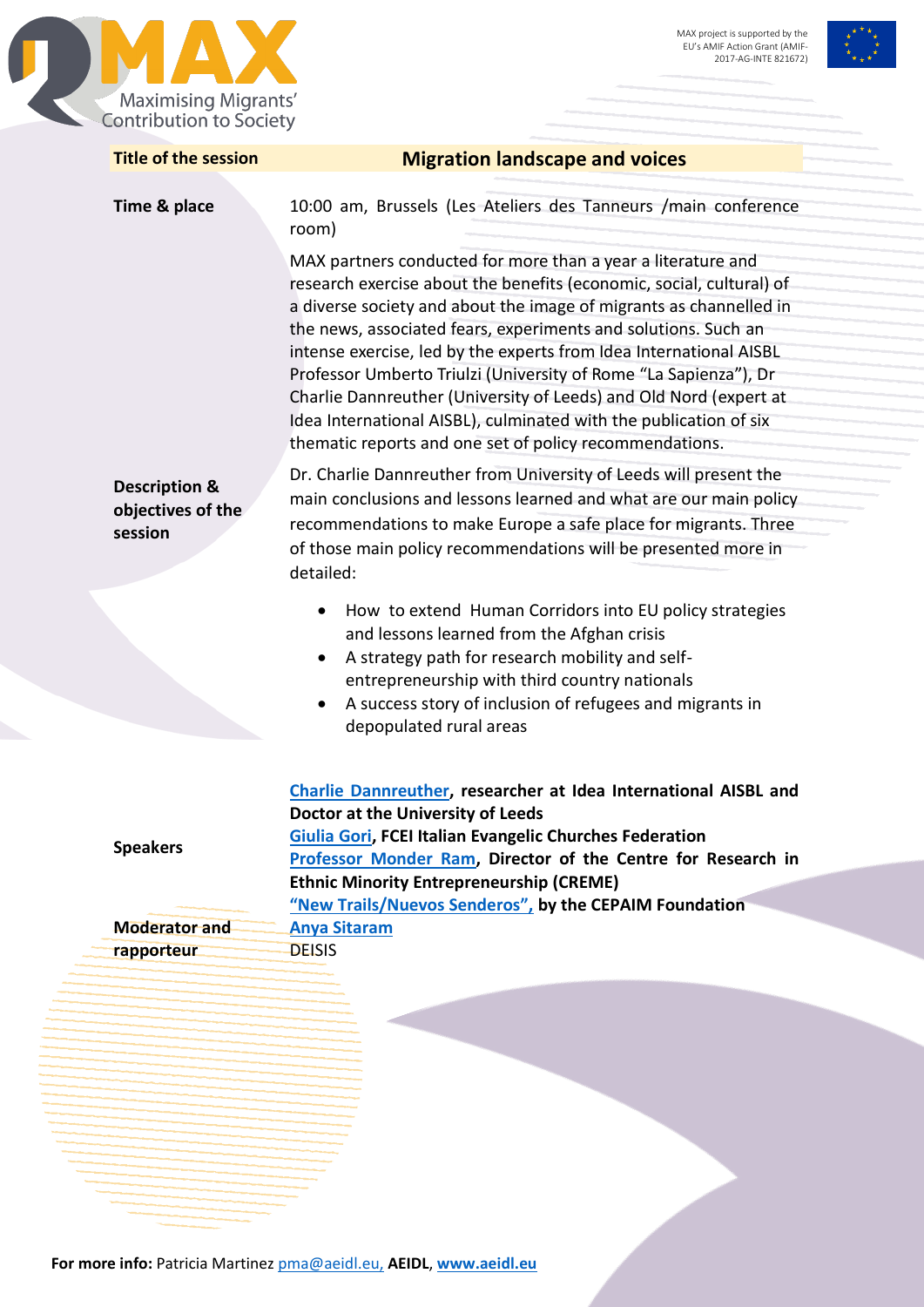| Title of the session | Migration landscape and voices |
|---|---|
| Time & place | 10:00 am, Brussels (Les Ateliers des Tanneurs /main conference room) |
| Description & objectives of the session | MAX partners conducted for more than a year a literature and research exercise about the benefits (economic, social, cultural) of a diverse society and about the image of migrants as channelled in the news, associated fears, experiments and solutions. Such an intense exercise, led by the experts from Idea International AISBL Professor Umberto Triulzi (University of Rome "La Sapienza"), Dr Charlie Dannreuther (University of Leeds) and Old Nord (expert at Idea International AISBL), culminated with the publication of six thematic reports and one set of policy recommendations.<br><br>Dr. Charlie Dannreuther from University of Leeds will present the main conclusions and lessons learned and what are our main policy recommendations to make Europe a safe place for migrants. Three of those main policy recommendations will be presented more in detailed:<br>• How to extend Human Corridors into EU policy strategies and lessons learned from the Afghan crisis<br>• A strategy path for research mobility and self-entrepreneurship with third country nationals<br>• A success story of inclusion of refugees and migrants in depopulated rural areas |
| Speakers | **Charlie Dannreuther, researcher at Idea International AISBL and Doctor at the University of Leeds**<br>**Giulia Gori, FCEI Italian Evangelic Churches Federation**<br>**Professor Monder Ram, Director of the Centre for Research in Ethnic Minority Entrepreneurship (CREME)**<br>**"New Trails/Nuevos Senderos", by the CEPAIM Foundation** |
| Moderator and rapporteur | Anya Sitaram<br>DEISIS |

**For more info:** Patricia Martinez pma@aeidl.eu, **AEIDL**, **www.aeidl.eu**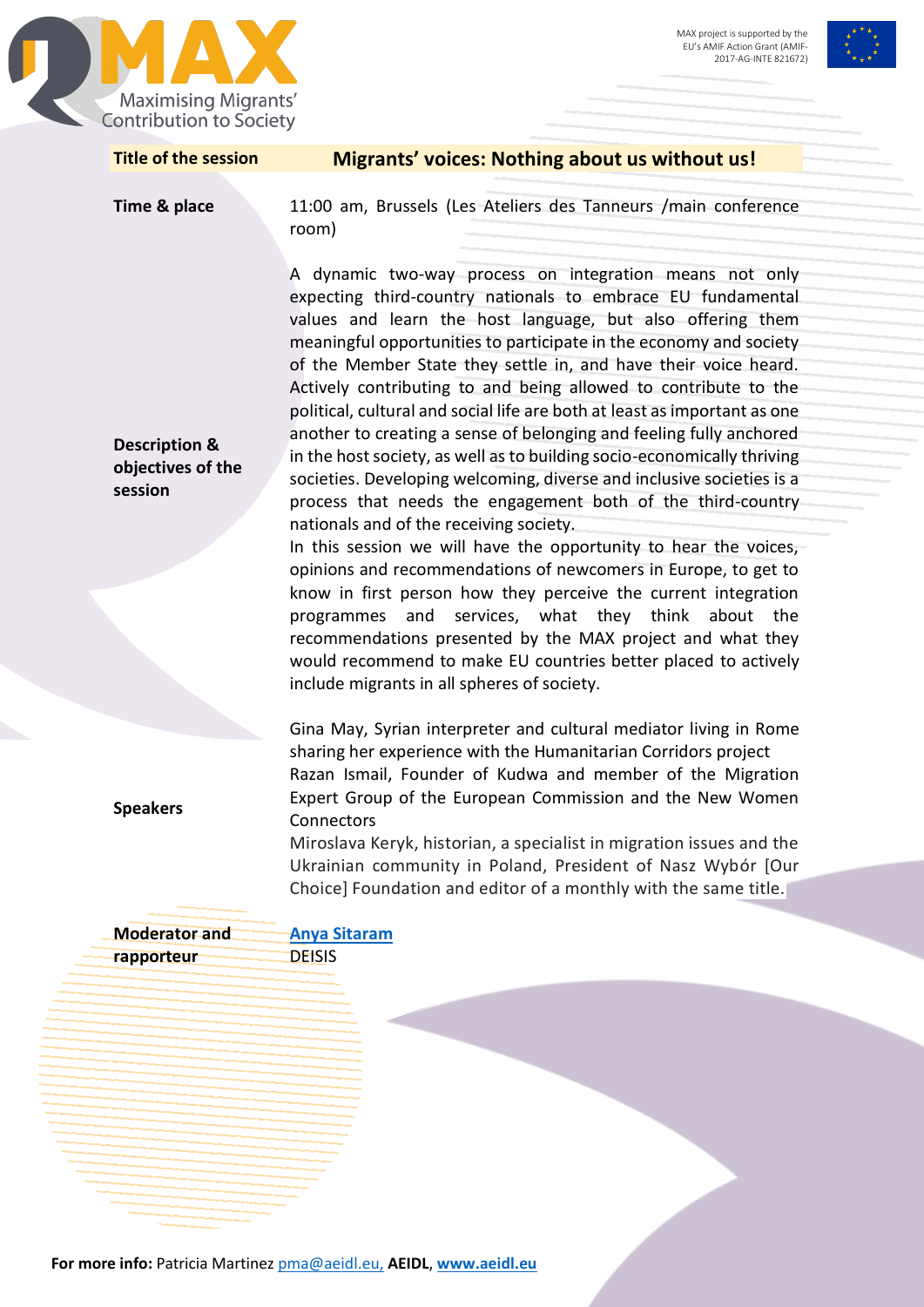MAX project is supported by the EU's AMIF Action Grant (AMIF-2017-AG-INTE 821672)

| | |
|---|---|
| **Title of the session** | **Migrants' voices: Nothing about us without us!** |
| **Time & place** | 11:00 am, Brussels (Les Ateliers des Tanneurs /main conference room) |
| **Description & objectives of the session** | A dynamic two-way process on integration means not only expecting third-country nationals to embrace EU fundamental values and learn the host language, but also offering them meaningful opportunities to participate in the economy and society of the Member State they settle in, and have their voice heard. Actively contributing to and being allowed to contribute to the political, cultural and social life are both at least as important as one another to creating a sense of belonging and feeling fully anchored in the host society, as well as to building socio-economically thriving societies. Developing welcoming, diverse and inclusive societies is a process that needs the engagement both of the third-country nationals and of the receiving society.<br>In this session we will have the opportunity to hear the voices, opinions and recommendations of newcomers in Europe, to get to know in first person how they perceive the current integration programmes and services, what they think about the recommendations presented by the MAX project and what they would recommend to make EU countries better placed to actively include migrants in all spheres of society. |
| **Speakers** | Gina May, Syrian interpreter and cultural mediator living in Rome sharing her experience with the Humanitarian Corridors project<br>Razan Ismail, Founder of Kudwa and member of the Migration Expert Group of the European Commission and the New Women Connectors<br>Miroslava Keryk, historian, a specialist in migration issues and the Ukrainian community in Poland, President of Nasz Wybór [Our Choice] Foundation and editor of a monthly with the same title. |
| **Moderator and rapporteur** | Anya Sitaram<br>DEISIS |

**For more info:** Patricia Martinez pma@aeidl.eu, **AEIDL**, **www.aeidl.eu**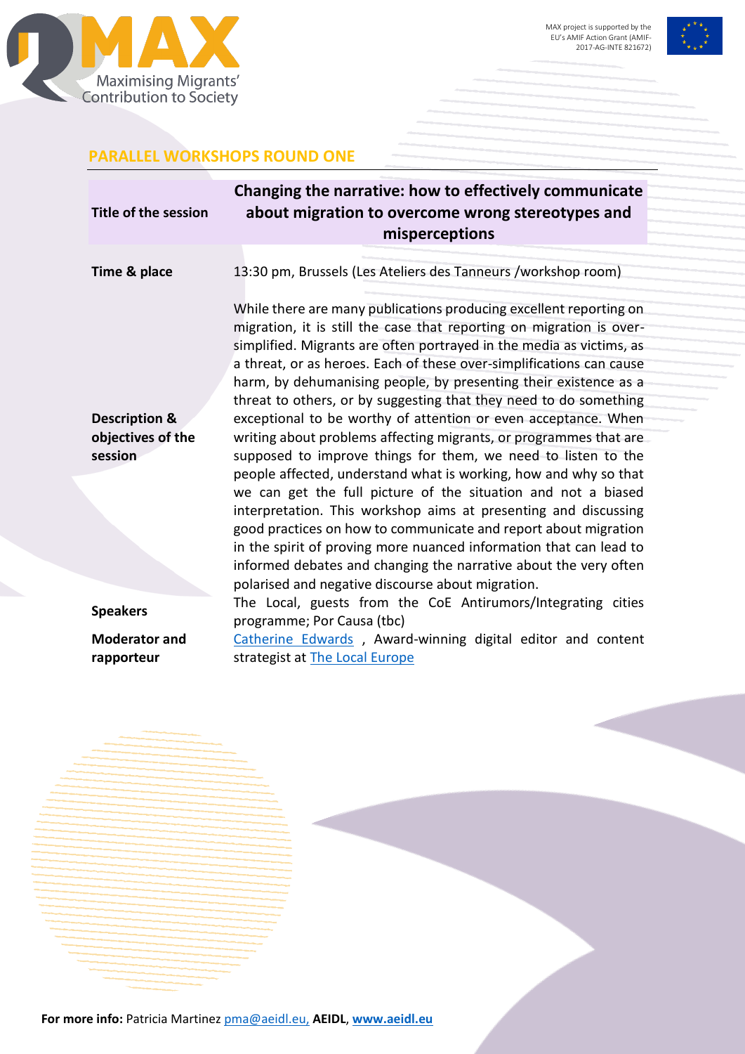## PARALLEL WORKSHOPS ROUND ONE

| | |
|---|---|
| **Title of the session** | **Changing the narrative: how to effectively communicate about migration to overcome wrong stereotypes and misperceptions** |
| **Time & place** | 13:30 pm, Brussels (Les Ateliers des Tanneurs /workshop room) |
| **Description & objectives of the session** | While there are many publications producing excellent reporting on migration, it is still the case that reporting on migration is over-simplified. Migrants are often portrayed in the media as victims, as a threat, or as heroes. Each of these over-simplifications can cause harm, by dehumanising people, by presenting their existence as a threat to others, or by suggesting that they need to do something exceptional to be worthy of attention or even acceptance. When writing about problems affecting migrants, or programmes that are supposed to improve things for them, we need to listen to the people affected, understand what is working, how and why so that we can get the full picture of the situation and not a biased interpretation. This workshop aims at presenting and discussing good practices on how to communicate and report about migration in the spirit of proving more nuanced information that can lead to informed debates and changing the narrative about the very often polarised and negative discourse about migration. |
| **Speakers** | The Local, guests from the CoE Antirumors/Integrating cities programme; Por Causa (tbc) |
| **Moderator and rapporteur** | Catherine Edwards , Award-winning digital editor and content strategist at The Local Europe |

**For more info:** Patricia Martinez pma@aeidl.eu, **AEIDL**, **www.aeidl.eu**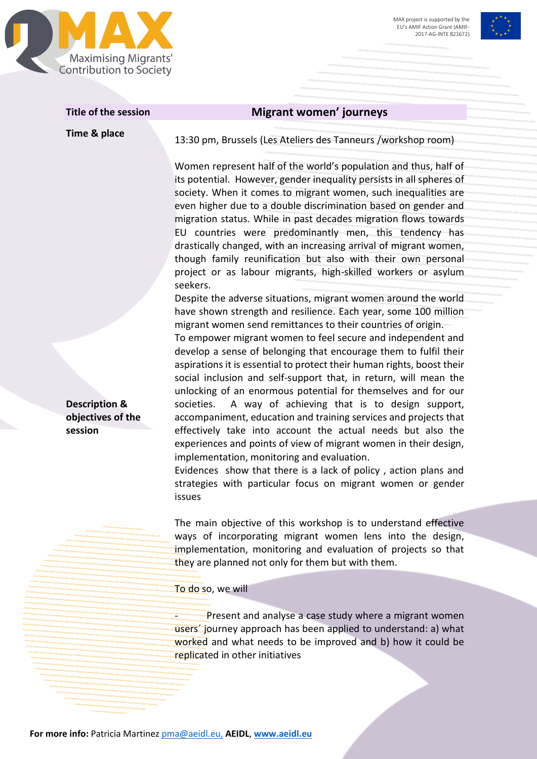| Title of the session | Migrant women' journeys |
| --- | --- |
| Time & place | 13:30 pm, Brussels (Les Ateliers des Tanneurs /workshop room) |
| Description & objectives of the session | Women represent half of the world's population and thus, half of its potential. However, gender inequality persists in all spheres of society. When it comes to migrant women, such inequalities are even higher due to a double discrimination based on gender and migration status. While in past decades migration flows towards EU countries were predominantly men, this tendency has drastically changed, with an increasing arrival of migrant women, though family reunification but also with their own personal project or as labour migrants, high-skilled workers or asylum seekers.<br>Despite the adverse situations, migrant women around the world have shown strength and resilience. Each year, some 100 million migrant women send remittances to their countries of origin.<br>To empower migrant women to feel secure and independent and develop a sense of belonging that encourage them to fulfil their aspirations it is essential to protect their human rights, boost their social inclusion and self-support that, in return, will mean the unlocking of an enormous potential for themselves and for our societies. A way of achieving that is to design support, accompaniment, education and training services and projects that effectively take into account the actual needs but also the experiences and points of view of migrant women in their design, implementation, monitoring and evaluation.<br>Evidences show that there is a lack of policy , action plans and strategies with particular focus on migrant women or gender issues<br><br>The main objective of this workshop is to understand effective ways of incorporating migrant women lens into the design, implementation, monitoring and evaluation of projects so that they are planned not only for them but with them.<br><br>To do so, we will<br><br>- Present and analyse a case study where a migrant women users´ journey approach has been applied to understand: a) what worked and what needs to be improved and b) how it could be replicated in other initiatives |

**For more info:** Patricia Martinez pma@aeidl.eu, **AEIDL**, **www.aeidl.eu**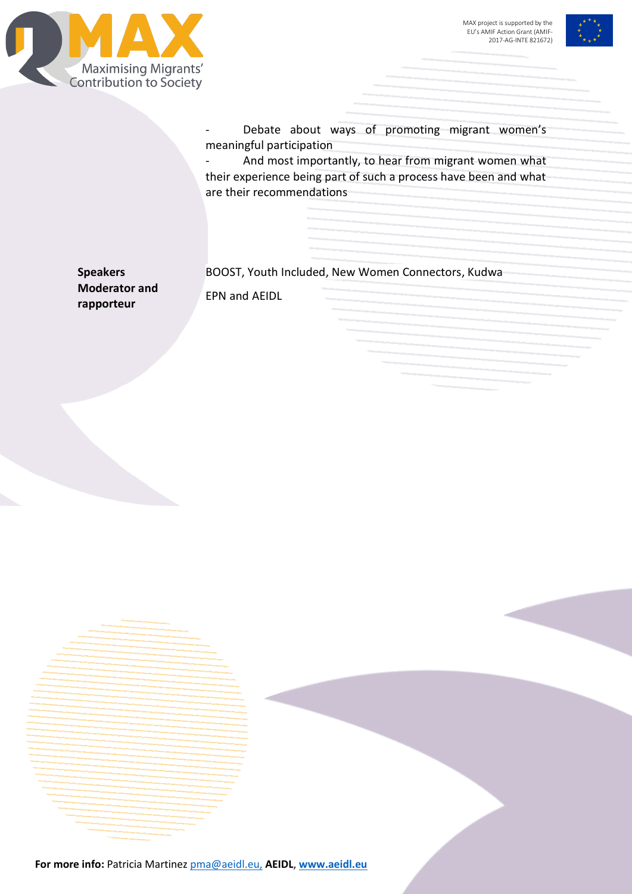- Debate about ways of promoting migrant women's meaningful participation
- And most importantly, to hear from migrant women what their experience being part of such a process have been and what are their recommendations

| | |
|---|---|
| **Speakers** | BOOST, Youth Included, New Women Connectors, Kudwa |
| **Moderator and rapporteur** | EPN and AEIDL |

**For more info:** Patricia Martinez pma@aeidl.eu, **AEIDL**, **www.aeidl.eu**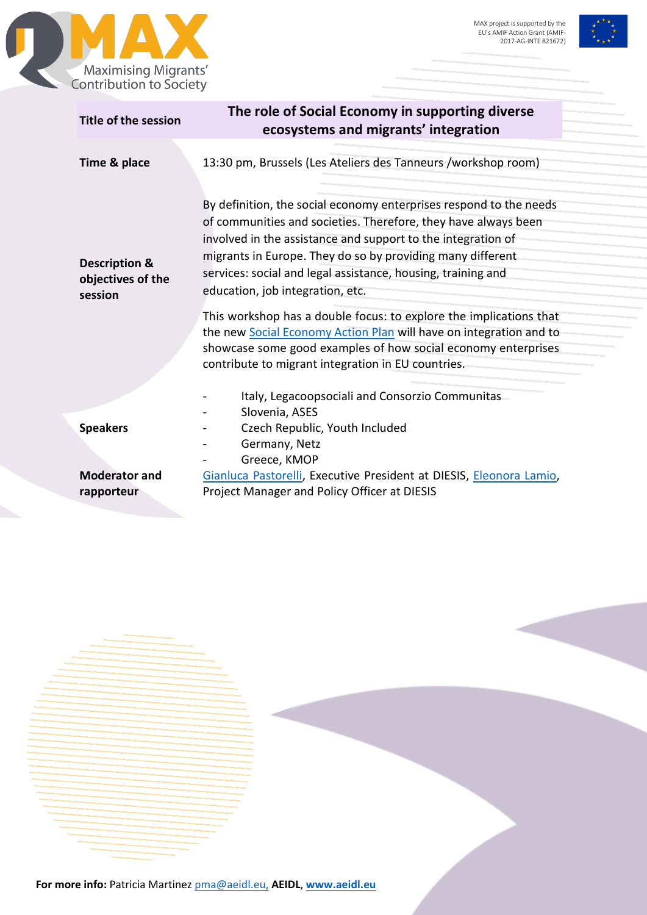| Title of the session | The role of Social Economy in supporting diverse ecosystems and migrants' integration |
|---|---|
| Time & place | 13:30 pm, Brussels (Les Ateliers des Tanneurs /workshop room) |
| Description & objectives of the session | By definition, the social economy enterprises respond to the needs of communities and societies. Therefore, they have always been involved in the assistance and support to the integration of migrants in Europe. They do so by providing many different services: social and legal assistance, housing, training and education, job integration, etc.<br><br>This workshop has a double focus: to explore the implications that the new Social Economy Action Plan will have on integration and to showcase some good examples of how social economy enterprises contribute to migrant integration in EU countries. |
| Speakers | - Italy, Legacoopsociali and Consorzio Communitas<br>- Slovenia, ASES<br>- Czech Republic, Youth Included<br>- Germany, Netz<br>- Greece, KMOP |
| Moderator and rapporteur | Gianluca Pastorelli, Executive President at DIESIS, Eleonora Lamio, Project Manager and Policy Officer at DIESIS |

**For more info:** Patricia Martinez pma@aeidl.eu, **AEIDL**, **www.aeidl.eu**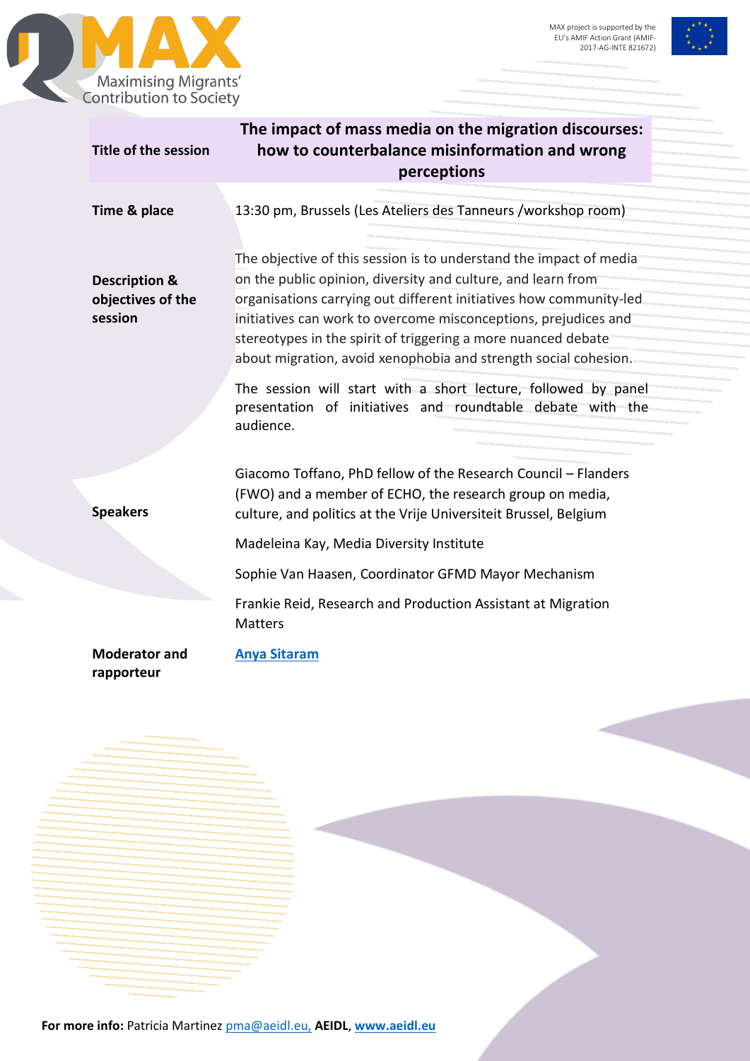| | |
|---|---|
| **Title of the session** | **The impact of mass media on the migration discourses: how to counterbalance misinformation and wrong perceptions** |
| **Time & place** | 13:30 pm, Brussels (Les Ateliers des Tanneurs /workshop room) |
| **Description & objectives of the session** | The objective of this session is to understand the impact of media on the public opinion, diversity and culture, and learn from organisations carrying out different initiatives how community-led initiatives can work to overcome misconceptions, prejudices and stereotypes in the spirit of triggering a more nuanced debate about migration, avoid xenophobia and strength social cohesion.<br><br>The session will start with a short lecture, followed by panel presentation of initiatives and roundtable debate with the audience. |
| **Speakers** | Giacomo Toffano, PhD fellow of the Research Council – Flanders (FWO) and a member of ECHO, the research group on media, culture, and politics at the Vrije Universiteit Brussel, Belgium<br><br>Madeleina Kay, Media Diversity Institute<br><br>Sophie Van Haasen, Coordinator GFMD Mayor Mechanism<br><br>Frankie Reid, Research and Production Assistant at Migration Matters |
| **Moderator and rapporteur** | **Anya Sitaram** |

**For more info:** Patricia Martinez pma@aeidl.eu, **AEIDL**, **www.aeidl.eu**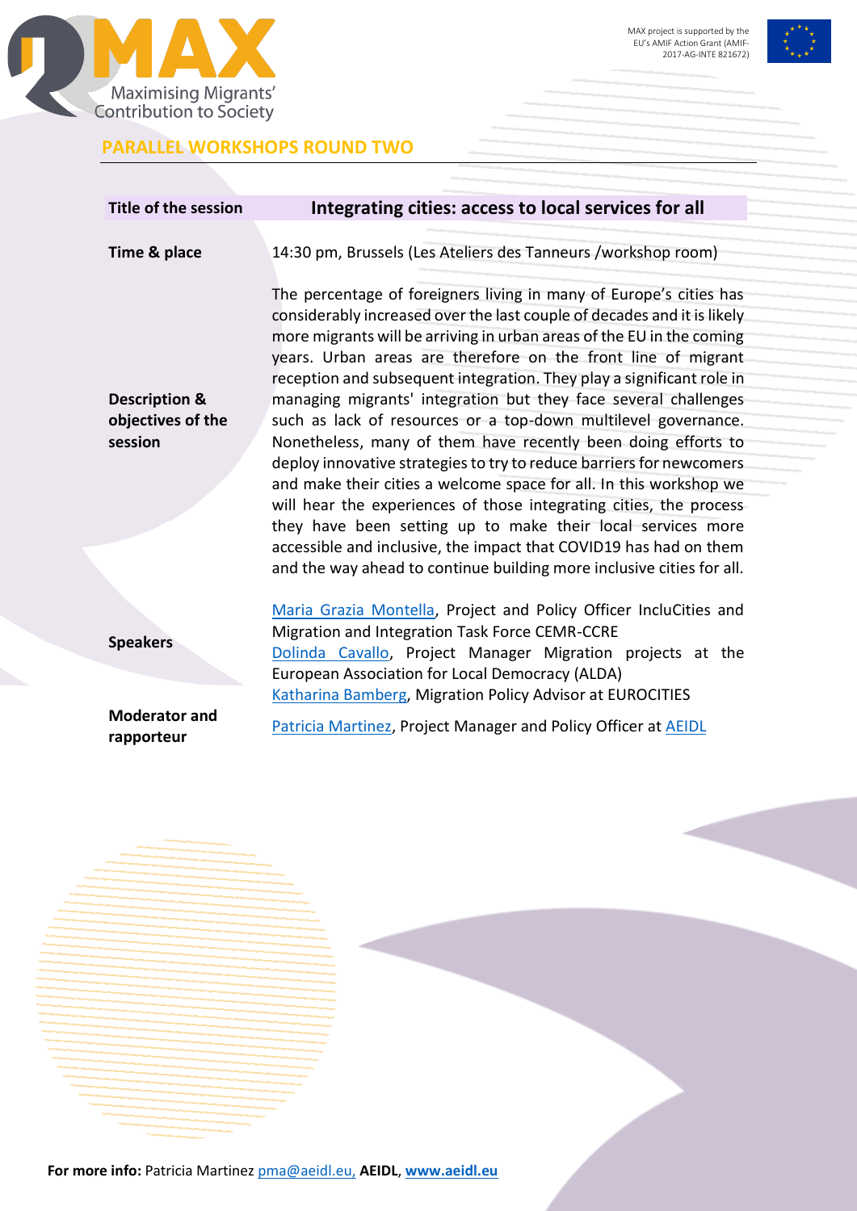MAX project is supported by the EU's AMIF Action Grant (AMIF-2017-AG-INTE 821672)

## PARALLEL WORKSHOPS ROUND TWO

| **Title of the session** | **Integrating cities: access to local services for all** |
|---|---|
| **Time & place** | 14:30 pm, Brussels (Les Ateliers des Tanneurs /workshop room) |
| **Description & objectives of the session** | The percentage of foreigners living in many of Europe's cities has considerably increased over the last couple of decades and it is likely more migrants will be arriving in urban areas of the EU in the coming years. Urban areas are therefore on the front line of migrant reception and subsequent integration. They play a significant role in managing migrants' integration but they face several challenges such as lack of resources or a top-down multilevel governance. Nonetheless, many of them have recently been doing efforts to deploy innovative strategies to try to reduce barriers for newcomers and make their cities a welcome space for all. In this workshop we will hear the experiences of those integrating cities, the process they have been setting up to make their local services more accessible and inclusive, the impact that COVID19 has had on them and the way ahead to continue building more inclusive cities for all. |
| **Speakers** | Maria Grazia Montella, Project and Policy Officer IncluCities and Migration and Integration Task Force CEMR-CCRE<br>Dolinda Cavallo, Project Manager Migration projects at the European Association for Local Democracy (ALDA)<br>Katharina Bamberg, Migration Policy Advisor at EUROCITIES |
| **Moderator and rapporteur** | Patricia Martinez, Project Manager and Policy Officer at AEIDL |

**For more info:** Patricia Martinez pma@aeidl.eu, **AEIDL**, **www.aeidl.eu**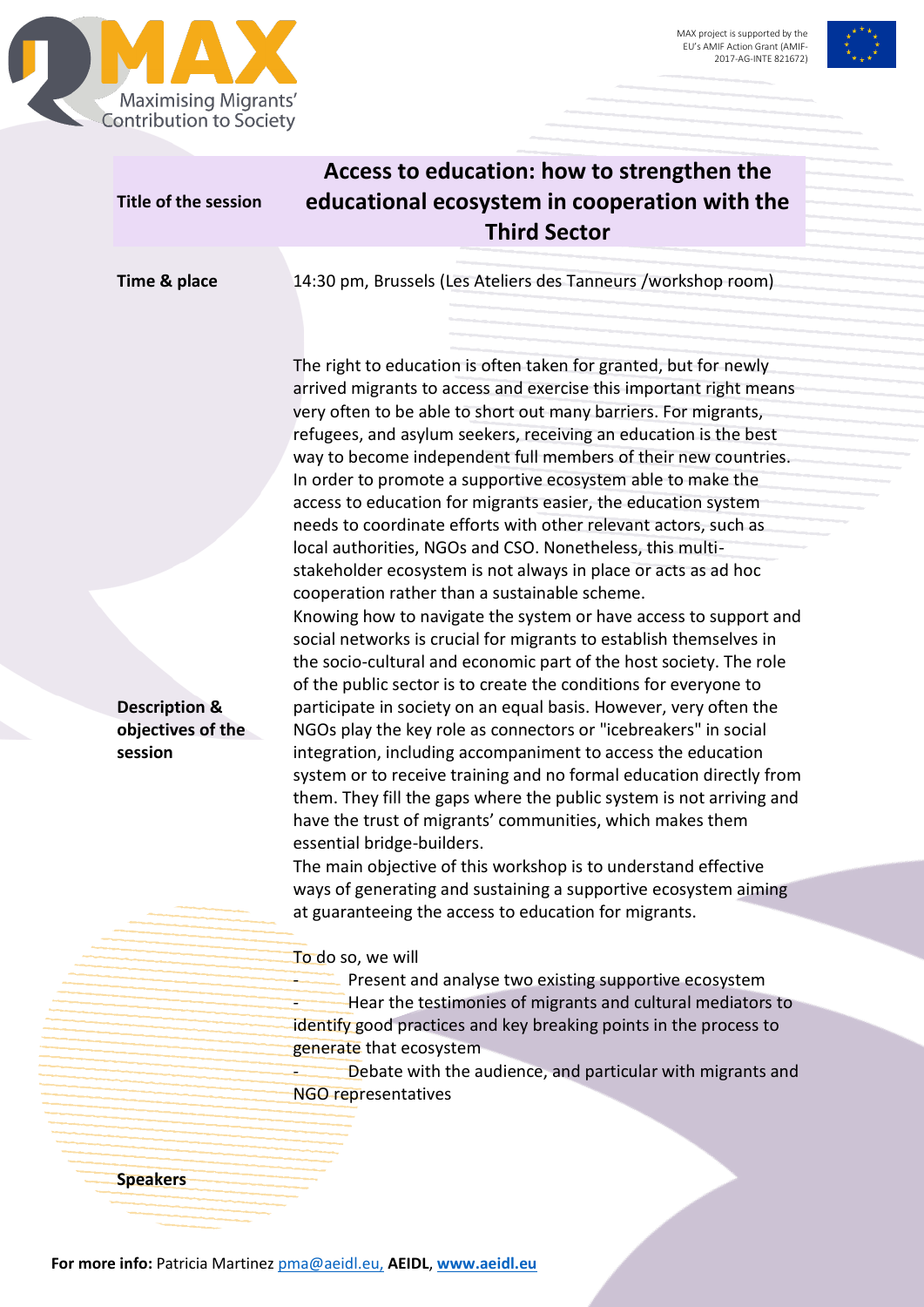| | |
|---|---|
| **Title of the session** | **Access to education: how to strengthen the educational ecosystem in cooperation with the Third Sector** |
| **Time & place** | 14:30 pm, Brussels (Les Ateliers des Tanneurs /workshop room) |

**Description & objectives of the session**

The right to education is often taken for granted, but for newly arrived migrants to access and exercise this important right means very often to be able to short out many barriers. For migrants, refugees, and asylum seekers, receiving an education is the best way to become independent full members of their new countries. In order to promote a supportive ecosystem able to make the access to education for migrants easier, the education system needs to coordinate efforts with other relevant actors, such as local authorities, NGOs and CSO. Nonetheless, this multi-stakeholder ecosystem is not always in place or acts as ad hoc cooperation rather than a sustainable scheme.

Knowing how to navigate the system or have access to support and social networks is crucial for migrants to establish themselves in the socio-cultural and economic part of the host society. The role of the public sector is to create the conditions for everyone to participate in society on an equal basis. However, very often the NGOs play the key role as connectors or "icebreakers" in social integration, including accompaniment to access the education system or to receive training and no formal education directly from them. They fill the gaps where the public system is not arriving and have the trust of migrants' communities, which makes them essential bridge-builders.

The main objective of this workshop is to understand effective ways of generating and sustaining a supportive ecosystem aiming at guaranteeing the access to education for migrants.

To do so, we will

- Present and analyse two existing supportive ecosystem
- Hear the testimonies of migrants and cultural mediators to identify good practices and key breaking points in the process to generate that ecosystem
- Debate with the audience, and particular with migrants and NGO representatives

**Speakers**

**For more info:** Patricia Martinez pma@aeidl.eu, **AEIDL**, **www.aeidl.eu**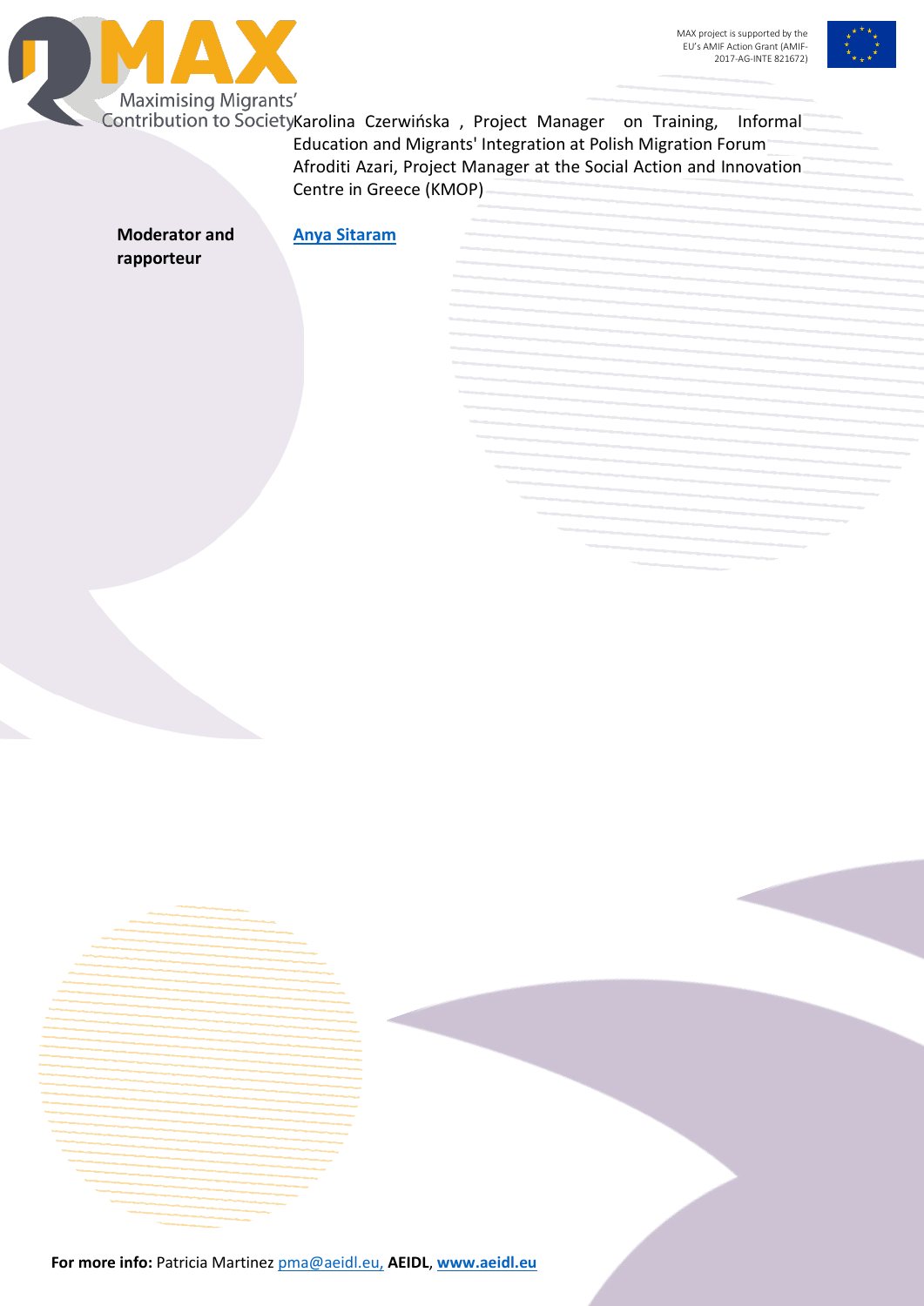Karolina Czerwińska , Project Manager on Training, Informal Education and Migrants' Integration at Polish Migration Forum
Afroditi Azari, Project Manager at the Social Action and Innovation Centre in Greece (KMOP)

| **Moderator and rapporteur** | **Anya Sitaram** |
|---|---|

**For more info:** Patricia Martinez pma@aeidl.eu, **AEIDL**, **www.aeidl.eu**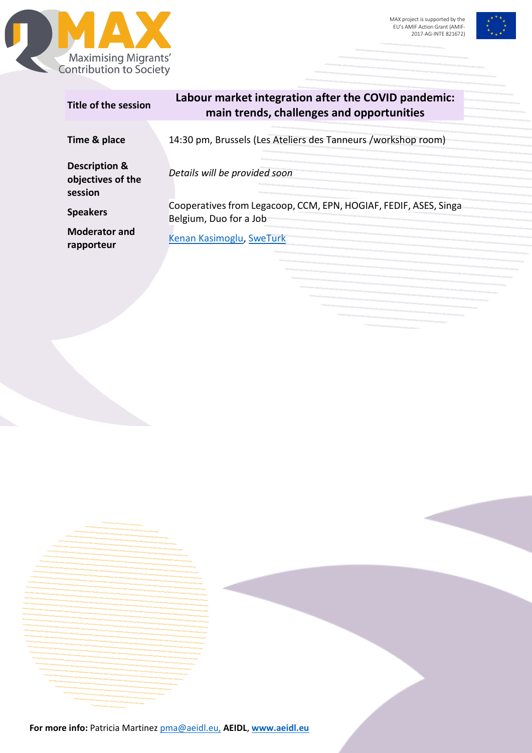| Title of the session | Labour market integration after the COVID pandemic: main trends, challenges and opportunities |
| --- | --- |
| Time & place | 14:30 pm, Brussels (Les Ateliers des Tanneurs /workshop room) |
| Description & objectives of the session | *Details will be provided soon* |
| Speakers | Cooperatives from Legacoop, CCM, EPN, HOGIAF, FEDIF, ASES, Singa Belgium, Duo for a Job |
| Moderator and rapporteur | Kenan Kasimoglu, SweTurk |

**For more info:** Patricia Martinez pma@aeidl.eu, **AEIDL**, **www.aeidl.eu**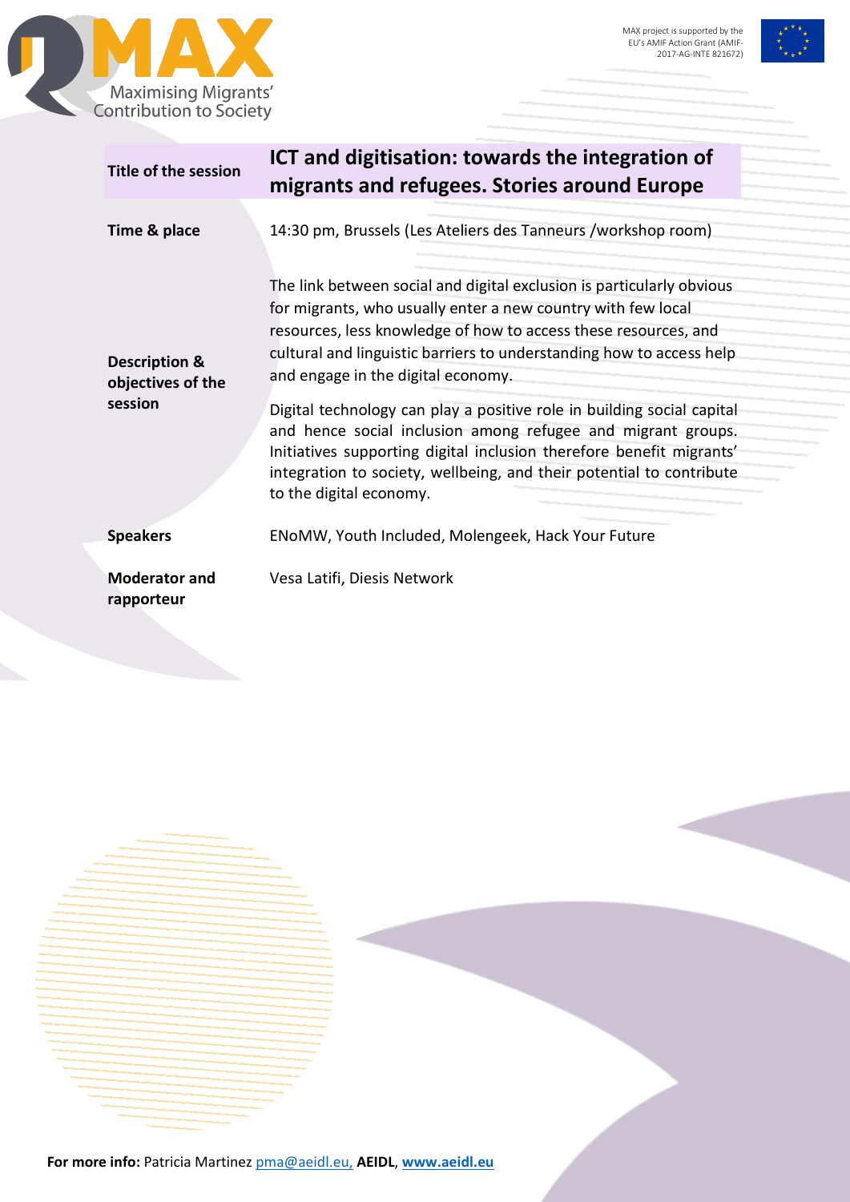| | |
|---|---|
| **Title of the session** | **ICT and digitisation: towards the integration of migrants and refugees. Stories around Europe** |
| **Time & place** | 14:30 pm, Brussels (Les Ateliers des Tanneurs /workshop room) |
| **Description & objectives of the session** | The link between social and digital exclusion is particularly obvious for migrants, who usually enter a new country with few local resources, less knowledge of how to access these resources, and cultural and linguistic barriers to understanding how to access help and engage in the digital economy.<br><br>Digital technology can play a positive role in building social capital and hence social inclusion among refugee and migrant groups. Initiatives supporting digital inclusion therefore benefit migrants' integration to society, wellbeing, and their potential to contribute to the digital economy. |
| **Speakers** | ENoMW, Youth Included, Molengeek, Hack Your Future |
| **Moderator and rapporteur** | Vesa Latifi, Diesis Network |

**For more info:** Patricia Martinez pma@aeidl.eu, **AEIDL**, **www.aeidl.eu**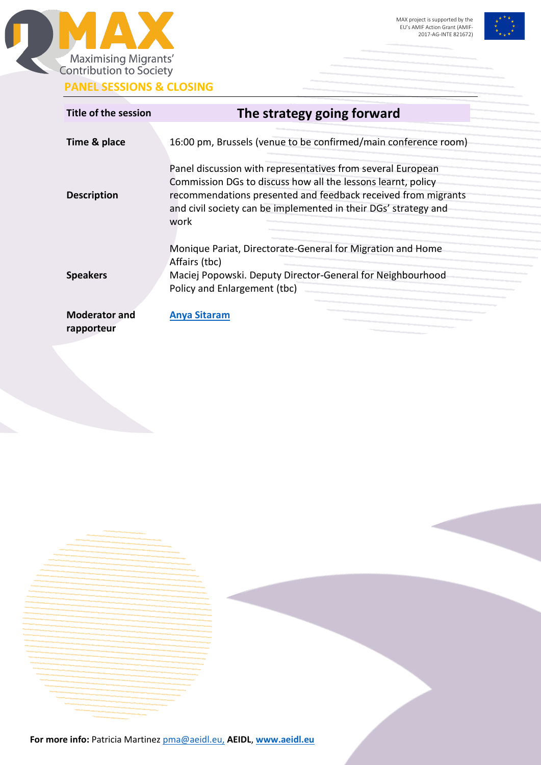**PANEL SESSIONS & CLOSING**

| Title of the session | The strategy going forward |
|---|---|
| **Time & place** | 16:00 pm, Brussels (venue to be confirmed/main conference room) |
| **Description** | Panel discussion with representatives from several European Commission DGs to discuss how all the lessons learnt, policy recommendations presented and feedback received from migrants and civil society can be implemented in their DGs' strategy and work |
| **Speakers** | Monique Pariat, Directorate-General for Migration and Home Affairs (tbc)<br>Maciej Popowski. Deputy Director-General for Neighbourhood Policy and Enlargement (tbc) |
| **Moderator and rapporteur** | Anya Sitaram |

**For more info:** Patricia Martinez pma@aeidl.eu, **AEIDL**, **www.aeidl.eu**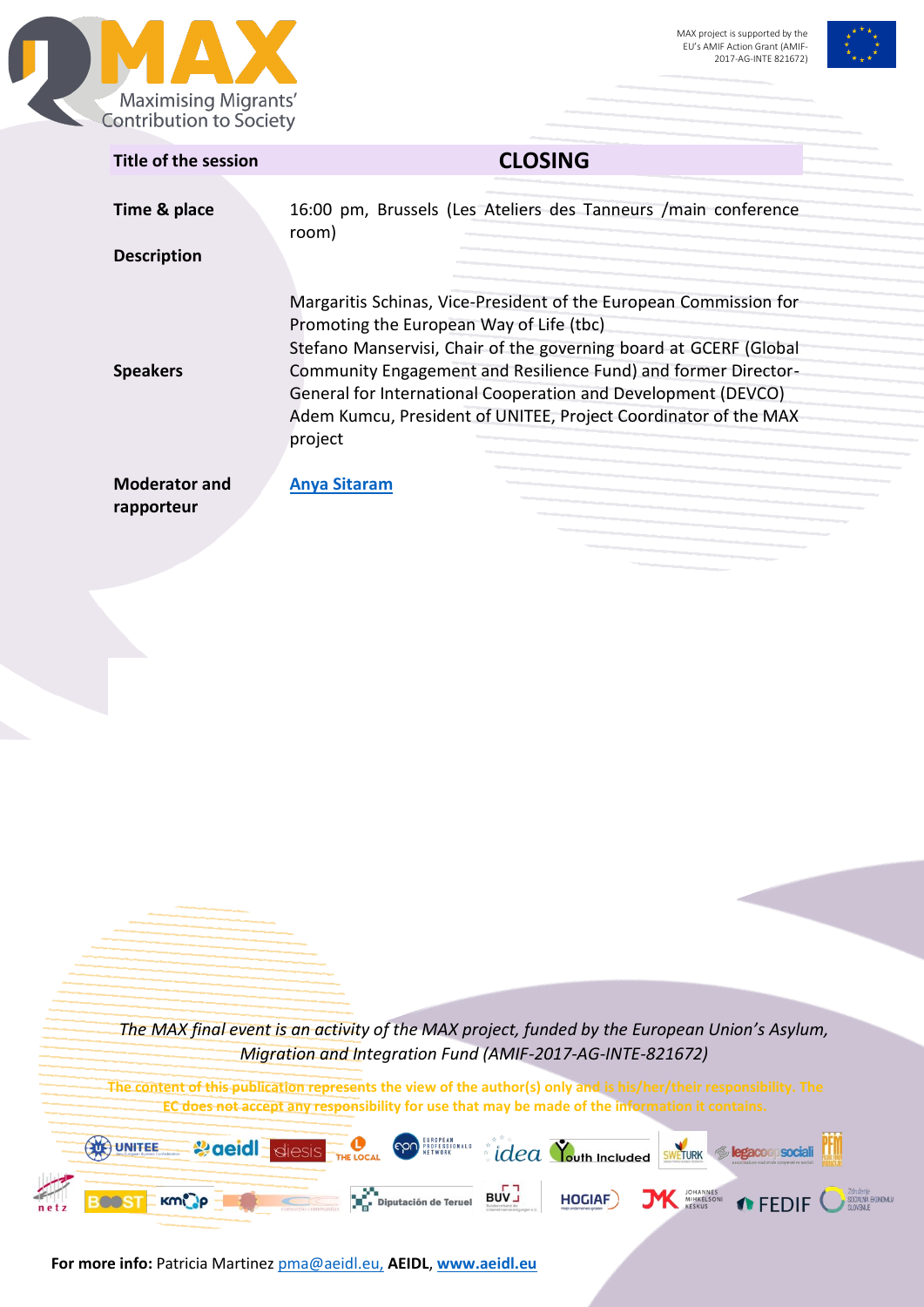MAX project is supported by the EU's AMIF Action Grant (AMIF-2017-AG-INTE 821672)

| | |
|---|---|
| **Title of the session** | **CLOSING** |
| **Time & place** | 16:00 pm, Brussels (Les Ateliers des Tanneurs /main conference room) |
| **Description** | |
| **Speakers** | Margaritis Schinas, Vice-President of the European Commission for Promoting the European Way of Life (tbc)<br>Stefano Manservisi, Chair of the governing board at GCERF (Global Community Engagement and Resilience Fund) and former Director-General for International Cooperation and Development (DEVCO)<br>Adem Kumcu, President of UNITEE, Project Coordinator of the MAX project |
| **Moderator and rapporteur** | **Anya Sitaram** |

*The MAX final event is an activity of the MAX project, funded by the European Union's Asylum, Migration and Integration Fund (AMIF-2017-AG-INTE-821672)*

**The content of this publication represents the view of the author(s) only and is his/her/their responsibility. The EC does not accept any responsibility for use that may be made of the information it contains.**

**For more info:** Patricia Martinez pma@aeidl.eu, **AEIDL**, **www.aeidl.eu**